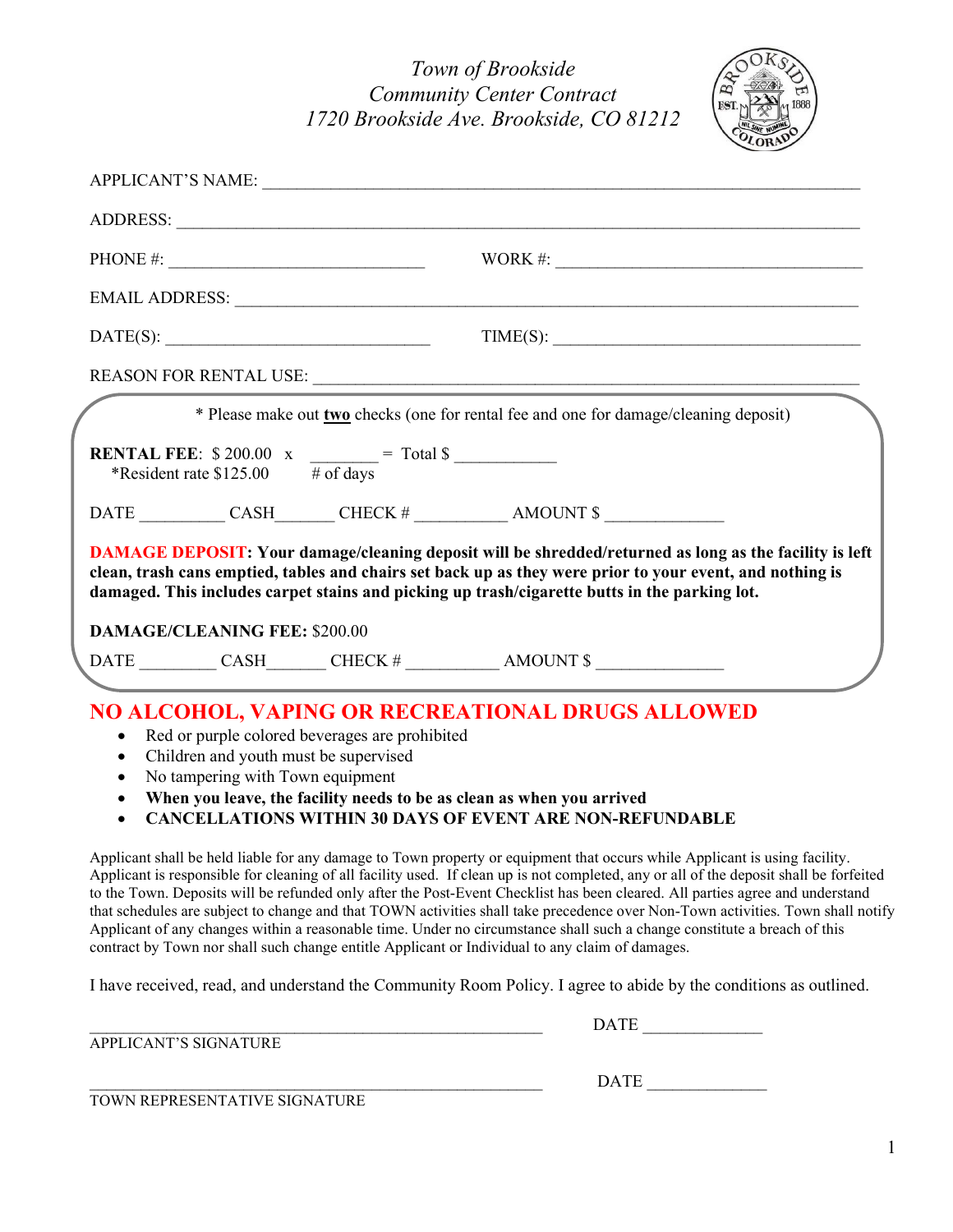*Town of Brookside*
*Community Center Contract*
*1720 Brookside Ave. Brookside, CO 81212*

APPLICANT'S NAME: ______________________________________________________________________

ADDRESS: ___________________________________________________________________________

PHONE #: ____________________________ WORK #: __________________________________

EMAIL ADDRESS: ______________________________________________________________________

DATE(S): _____________________________ TIME(S): __________________________________

REASON FOR RENTAL USE: ______________________________________________________________

\* Please make out **two** checks (one for rental fee and one for damage/cleaning deposit)

**RENTAL FEE**: $ 200.00 x ________ = Total $ ___________
*Resident rate $125.00 # of days

DATE _________ CASH_______ CHECK # __________ AMOUNT $ _____________

**DAMAGE DEPOSIT: Your damage/cleaning deposit will be shredded/returned as long as the facility is left clean, trash cans emptied, tables and chairs set back up as they were prior to your event, and nothing is damaged. This includes carpet stains and picking up trash/cigarette butts in the parking lot.**

**DAMAGE/CLEANING FEE:** $200.00

DATE ________ CASH_______ CHECK # __________ AMOUNT $ ______________

## NO ALCOHOL, VAPING OR RECREATIONAL DRUGS ALLOWED

- Red or purple colored beverages are prohibited
- Children and youth must be supervised
- No tampering with Town equipment
- **When you leave, the facility needs to be as clean as when you arrived**
- **CANCELLATIONS WITHIN 30 DAYS OF EVENT ARE NON-REFUNDABLE**

Applicant shall be held liable for any damage to Town property or equipment that occurs while Applicant is using facility. Applicant is responsible for cleaning of all facility used. If clean up is not completed, any or all of the deposit shall be forfeited to the Town. Deposits will be refunded only after the Post-Event Checklist has been cleared. All parties agree and understand that schedules are subject to change and that TOWN activities shall take precedence over Non-Town activities. Town shall notify Applicant of any changes within a reasonable time. Under no circumstance shall such a change constitute a breach of this contract by Town nor shall such change entitle Applicant or Individual to any claim of damages.

I have received, read, and understand the Community Room Policy. I agree to abide by the conditions as outlined.

_____________________________________________________ DATE _____________
APPLICANT'S SIGNATURE

_____________________________________________________ DATE _____________
TOWN REPRESENTATIVE SIGNATURE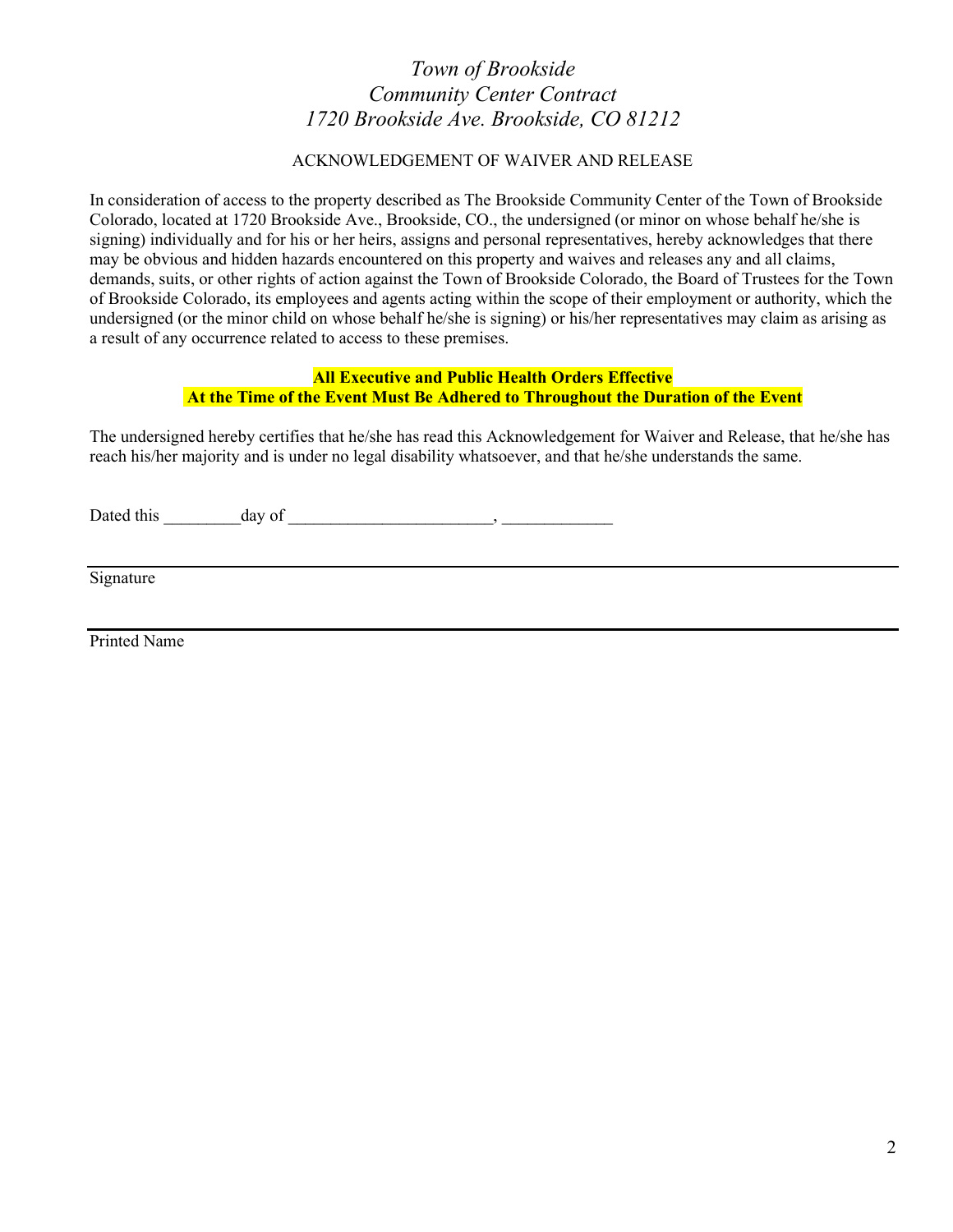*Town of Brookside*
*Community Center Contract*
*1720 Brookside Ave. Brookside, CO 81212*

ACKNOWLEDGEMENT OF WAIVER AND RELEASE

In consideration of access to the property described as The Brookside Community Center of the Town of Brookside Colorado, located at 1720 Brookside Ave., Brookside, CO., the undersigned (or minor on whose behalf he/she is signing) individually and for his or her heirs, assigns and personal representatives, hereby acknowledges that there may be obvious and hidden hazards encountered on this property and waives and releases any and all claims, demands, suits, or other rights of action against the Town of Brookside Colorado, the Board of Trustees for the Town of Brookside Colorado, its employees and agents acting within the scope of their employment or authority, which the undersigned (or the minor child on whose behalf he/she is signing) or his/her representatives may claim as arising as a result of any occurrence related to access to these premises.

**All Executive and Public Health Orders Effective**
**At the Time of the Event Must Be Adhered to Throughout the Duration of the Event**

The undersigned hereby certifies that he/she has read this Acknowledgement for Waiver and Release, that he/she has reach his/her majority and is under no legal disability whatsoever, and that he/she understands the same.

Dated this _________day of ________________________, _____________

---

Signature

---

Printed Name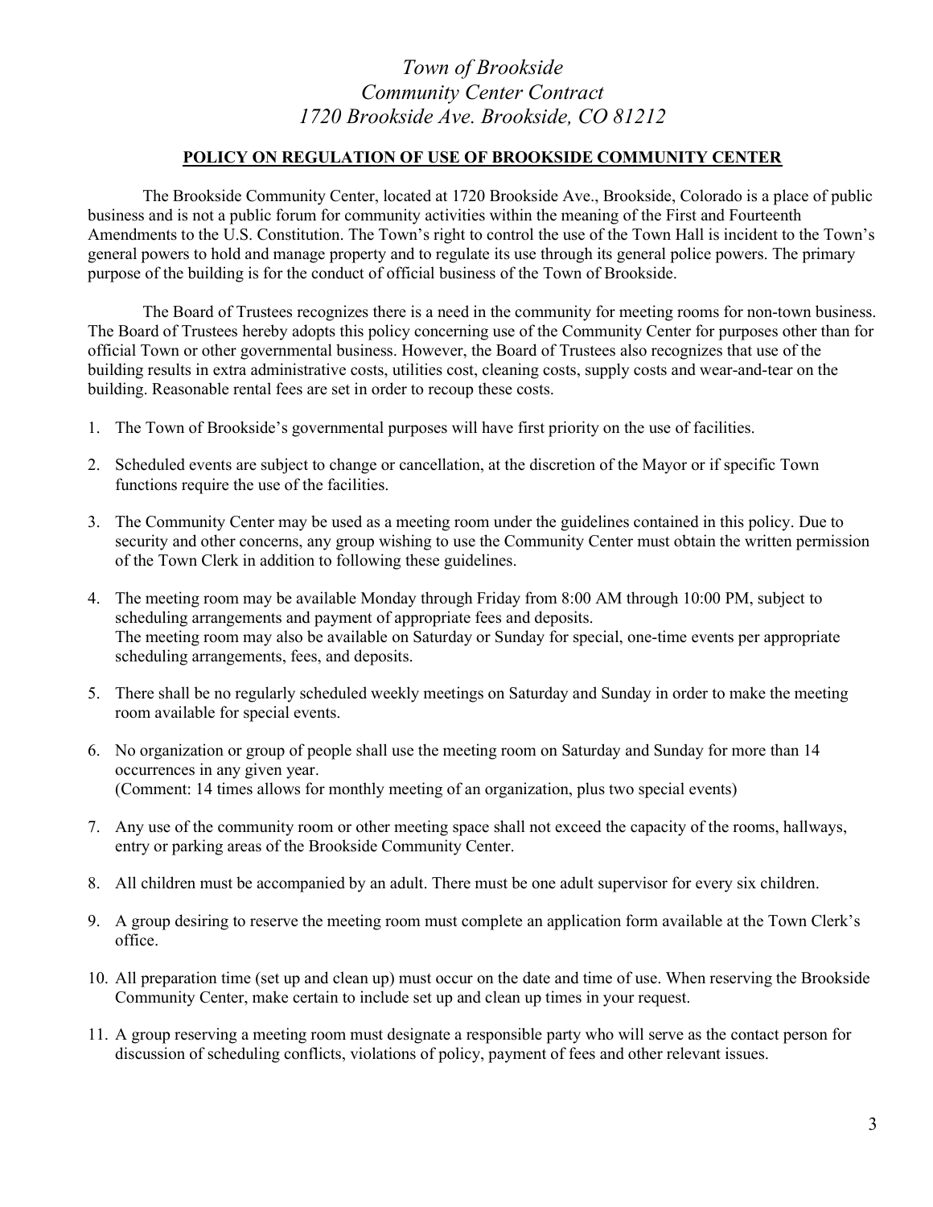*Town of Brookside*
*Community Center Contract*
*1720 Brookside Ave. Brookside, CO 81212*

## POLICY ON REGULATION OF USE OF BROOKSIDE COMMUNITY CENTER

The Brookside Community Center, located at 1720 Brookside Ave., Brookside, Colorado is a place of public business and is not a public forum for community activities within the meaning of the First and Fourteenth Amendments to the U.S. Constitution. The Town's right to control the use of the Town Hall is incident to the Town's general powers to hold and manage property and to regulate its use through its general police powers. The primary purpose of the building is for the conduct of official business of the Town of Brookside.

The Board of Trustees recognizes there is a need in the community for meeting rooms for non-town business. The Board of Trustees hereby adopts this policy concerning use of the Community Center for purposes other than for official Town or other governmental business. However, the Board of Trustees also recognizes that use of the building results in extra administrative costs, utilities cost, cleaning costs, supply costs and wear-and-tear on the building. Reasonable rental fees are set in order to recoup these costs.

1. The Town of Brookside's governmental purposes will have first priority on the use of facilities.

2. Scheduled events are subject to change or cancellation, at the discretion of the Mayor or if specific Town functions require the use of the facilities.

3. The Community Center may be used as a meeting room under the guidelines contained in this policy. Due to security and other concerns, any group wishing to use the Community Center must obtain the written permission of the Town Clerk in addition to following these guidelines.

4. The meeting room may be available Monday through Friday from 8:00 AM through 10:00 PM, subject to scheduling arrangements and payment of appropriate fees and deposits.
   The meeting room may also be available on Saturday or Sunday for special, one-time events per appropriate scheduling arrangements, fees, and deposits.

5. There shall be no regularly scheduled weekly meetings on Saturday and Sunday in order to make the meeting room available for special events.

6. No organization or group of people shall use the meeting room on Saturday and Sunday for more than 14 occurrences in any given year.
   (Comment: 14 times allows for monthly meeting of an organization, plus two special events)

7. Any use of the community room or other meeting space shall not exceed the capacity of the rooms, hallways, entry or parking areas of the Brookside Community Center.

8. All children must be accompanied by an adult. There must be one adult supervisor for every six children.

9. A group desiring to reserve the meeting room must complete an application form available at the Town Clerk's office.

10. All preparation time (set up and clean up) must occur on the date and time of use. When reserving the Brookside Community Center, make certain to include set up and clean up times in your request.

11. A group reserving a meeting room must designate a responsible party who will serve as the contact person for discussion of scheduling conflicts, violations of policy, payment of fees and other relevant issues.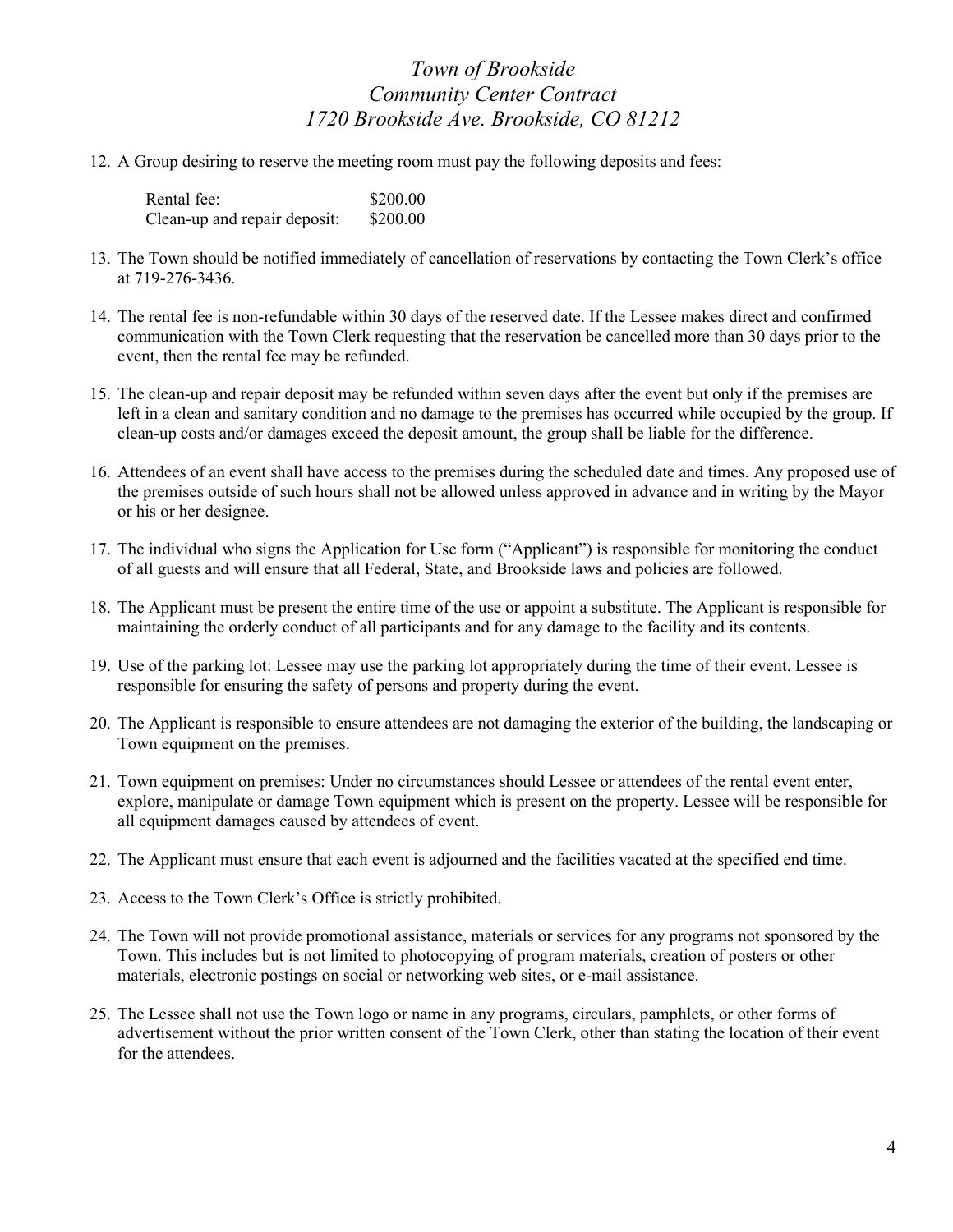*Town of Brookside*
*Community Center Contract*
*1720 Brookside Ave. Brookside, CO 81212*

12. A Group desiring to reserve the meeting room must pay the following deposits and fees:

    | | |
    |---|---|
    | Rental fee: | $200.00 |
    | Clean-up and repair deposit: | $200.00 |

13. The Town should be notified immediately of cancellation of reservations by contacting the Town Clerk's office at 719-276-3436.

14. The rental fee is non-refundable within 30 days of the reserved date. If the Lessee makes direct and confirmed communication with the Town Clerk requesting that the reservation be cancelled more than 30 days prior to the event, then the rental fee may be refunded.

15. The clean-up and repair deposit may be refunded within seven days after the event but only if the premises are left in a clean and sanitary condition and no damage to the premises has occurred while occupied by the group. If clean-up costs and/or damages exceed the deposit amount, the group shall be liable for the difference.

16. Attendees of an event shall have access to the premises during the scheduled date and times. Any proposed use of the premises outside of such hours shall not be allowed unless approved in advance and in writing by the Mayor or his or her designee.

17. The individual who signs the Application for Use form ("Applicant") is responsible for monitoring the conduct of all guests and will ensure that all Federal, State, and Brookside laws and policies are followed.

18. The Applicant must be present the entire time of the use or appoint a substitute. The Applicant is responsible for maintaining the orderly conduct of all participants and for any damage to the facility and its contents.

19. Use of the parking lot: Lessee may use the parking lot appropriately during the time of their event. Lessee is responsible for ensuring the safety of persons and property during the event.

20. The Applicant is responsible to ensure attendees are not damaging the exterior of the building, the landscaping or Town equipment on the premises.

21. Town equipment on premises: Under no circumstances should Lessee or attendees of the rental event enter, explore, manipulate or damage Town equipment which is present on the property. Lessee will be responsible for all equipment damages caused by attendees of event.

22. The Applicant must ensure that each event is adjourned and the facilities vacated at the specified end time.

23. Access to the Town Clerk's Office is strictly prohibited.

24. The Town will not provide promotional assistance, materials or services for any programs not sponsored by the Town. This includes but is not limited to photocopying of program materials, creation of posters or other materials, electronic postings on social or networking web sites, or e-mail assistance.

25. The Lessee shall not use the Town logo or name in any programs, circulars, pamphlets, or other forms of advertisement without the prior written consent of the Town Clerk, other than stating the location of their event for the attendees.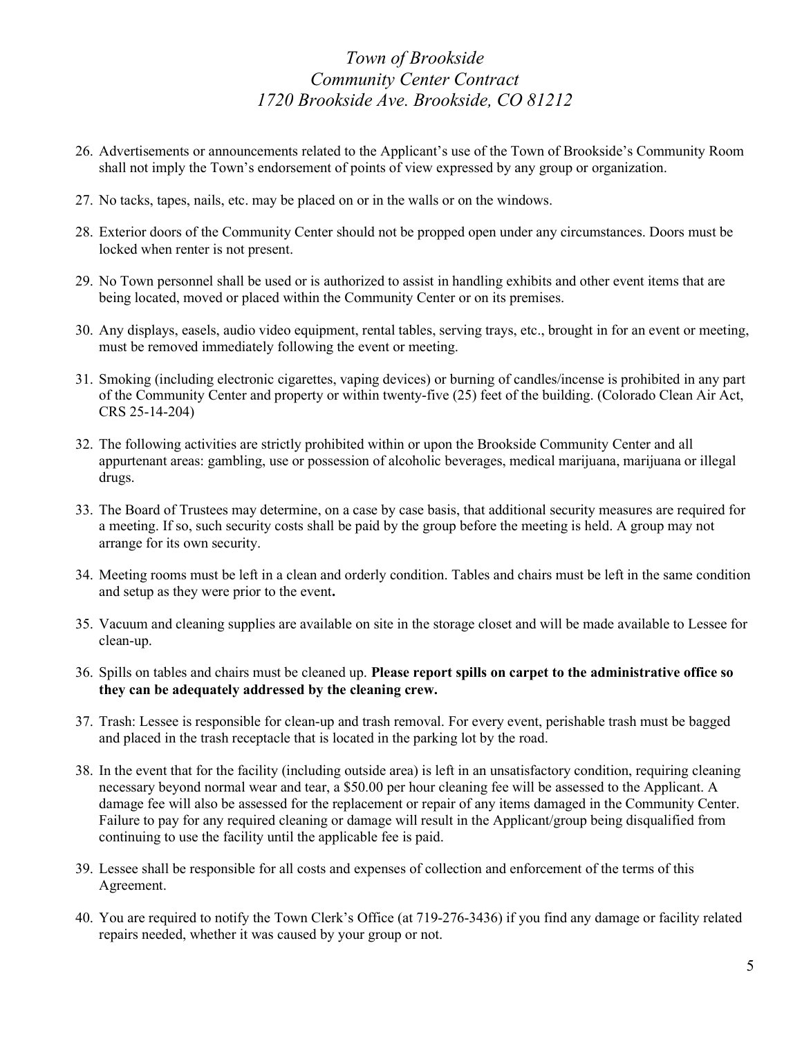*Town of Brookside*
*Community Center Contract*
*1720 Brookside Ave. Brookside, CO 81212*

26. Advertisements or announcements related to the Applicant's use of the Town of Brookside's Community Room shall not imply the Town's endorsement of points of view expressed by any group or organization.

27. No tacks, tapes, nails, etc. may be placed on or in the walls or on the windows.

28. Exterior doors of the Community Center should not be propped open under any circumstances. Doors must be locked when renter is not present.

29. No Town personnel shall be used or is authorized to assist in handling exhibits and other event items that are being located, moved or placed within the Community Center or on its premises.

30. Any displays, easels, audio video equipment, rental tables, serving trays, etc., brought in for an event or meeting, must be removed immediately following the event or meeting.

31. Smoking (including electronic cigarettes, vaping devices) or burning of candles/incense is prohibited in any part of the Community Center and property or within twenty-five (25) feet of the building. (Colorado Clean Air Act, CRS 25-14-204)

32. The following activities are strictly prohibited within or upon the Brookside Community Center and all appurtenant areas: gambling, use or possession of alcoholic beverages, medical marijuana, marijuana or illegal drugs.

33. The Board of Trustees may determine, on a case by case basis, that additional security measures are required for a meeting. If so, such security costs shall be paid by the group before the meeting is held. A group may not arrange for its own security.

34. Meeting rooms must be left in a clean and orderly condition. Tables and chairs must be left in the same condition and setup as they were prior to the event.

35. Vacuum and cleaning supplies are available on site in the storage closet and will be made available to Lessee for clean-up.

36. Spills on tables and chairs must be cleaned up. **Please report spills on carpet to the administrative office so they can be adequately addressed by the cleaning crew.**

37. Trash: Lessee is responsible for clean-up and trash removal. For every event, perishable trash must be bagged and placed in the trash receptacle that is located in the parking lot by the road.

38. In the event that for the facility (including outside area) is left in an unsatisfactory condition, requiring cleaning necessary beyond normal wear and tear, a $50.00 per hour cleaning fee will be assessed to the Applicant. A damage fee will also be assessed for the replacement or repair of any items damaged in the Community Center. Failure to pay for any required cleaning or damage will result in the Applicant/group being disqualified from continuing to use the facility until the applicable fee is paid.

39. Lessee shall be responsible for all costs and expenses of collection and enforcement of the terms of this Agreement.

40. You are required to notify the Town Clerk's Office (at 719-276-3436) if you find any damage or facility related repairs needed, whether it was caused by your group or not.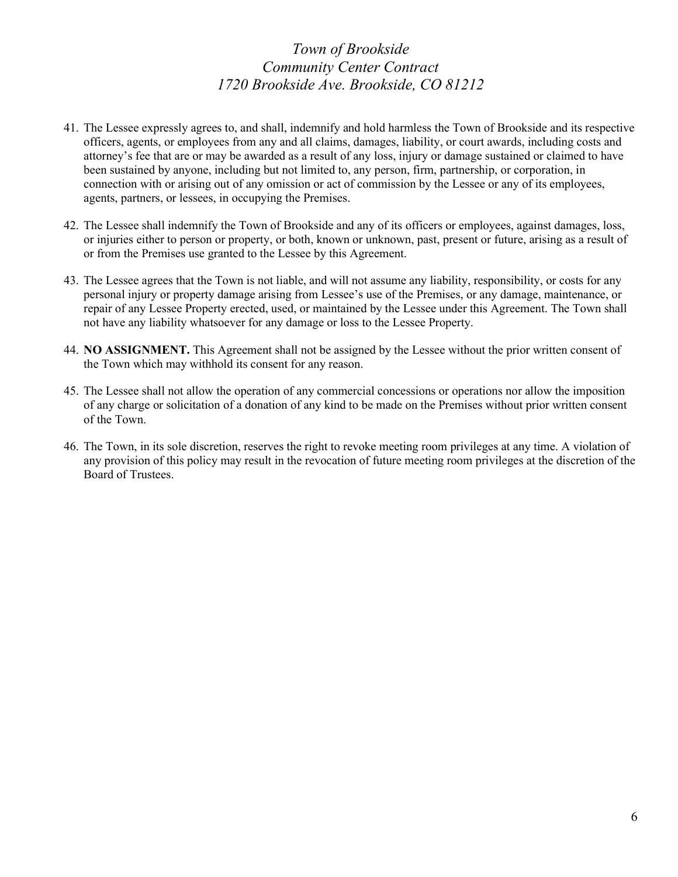41. The Lessee expressly agrees to, and shall, indemnify and hold harmless the Town of Brookside and its respective officers, agents, or employees from any and all claims, damages, liability, or court awards, including costs and attorney's fee that are or may be awarded as a result of any loss, injury or damage sustained or claimed to have been sustained by anyone, including but not limited to, any person, firm, partnership, or corporation, in connection with or arising out of any omission or act of commission by the Lessee or any of its employees, agents, partners, or lessees, in occupying the Premises.

42. The Lessee shall indemnify the Town of Brookside and any of its officers or employees, against damages, loss, or injuries either to person or property, or both, known or unknown, past, present or future, arising as a result of or from the Premises use granted to the Lessee by this Agreement.

43. The Lessee agrees that the Town is not liable, and will not assume any liability, responsibility, or costs for any personal injury or property damage arising from Lessee's use of the Premises, or any damage, maintenance, or repair of any Lessee Property erected, used, or maintained by the Lessee under this Agreement. The Town shall not have any liability whatsoever for any damage or loss to the Lessee Property.

44. **NO ASSIGNMENT.** This Agreement shall not be assigned by the Lessee without the prior written consent of the Town which may withhold its consent for any reason.

45. The Lessee shall not allow the operation of any commercial concessions or operations nor allow the imposition of any charge or solicitation of a donation of any kind to be made on the Premises without prior written consent of the Town.

46. The Town, in its sole discretion, reserves the right to revoke meeting room privileges at any time. A violation of any provision of this policy may result in the revocation of future meeting room privileges at the discretion of the Board of Trustees.